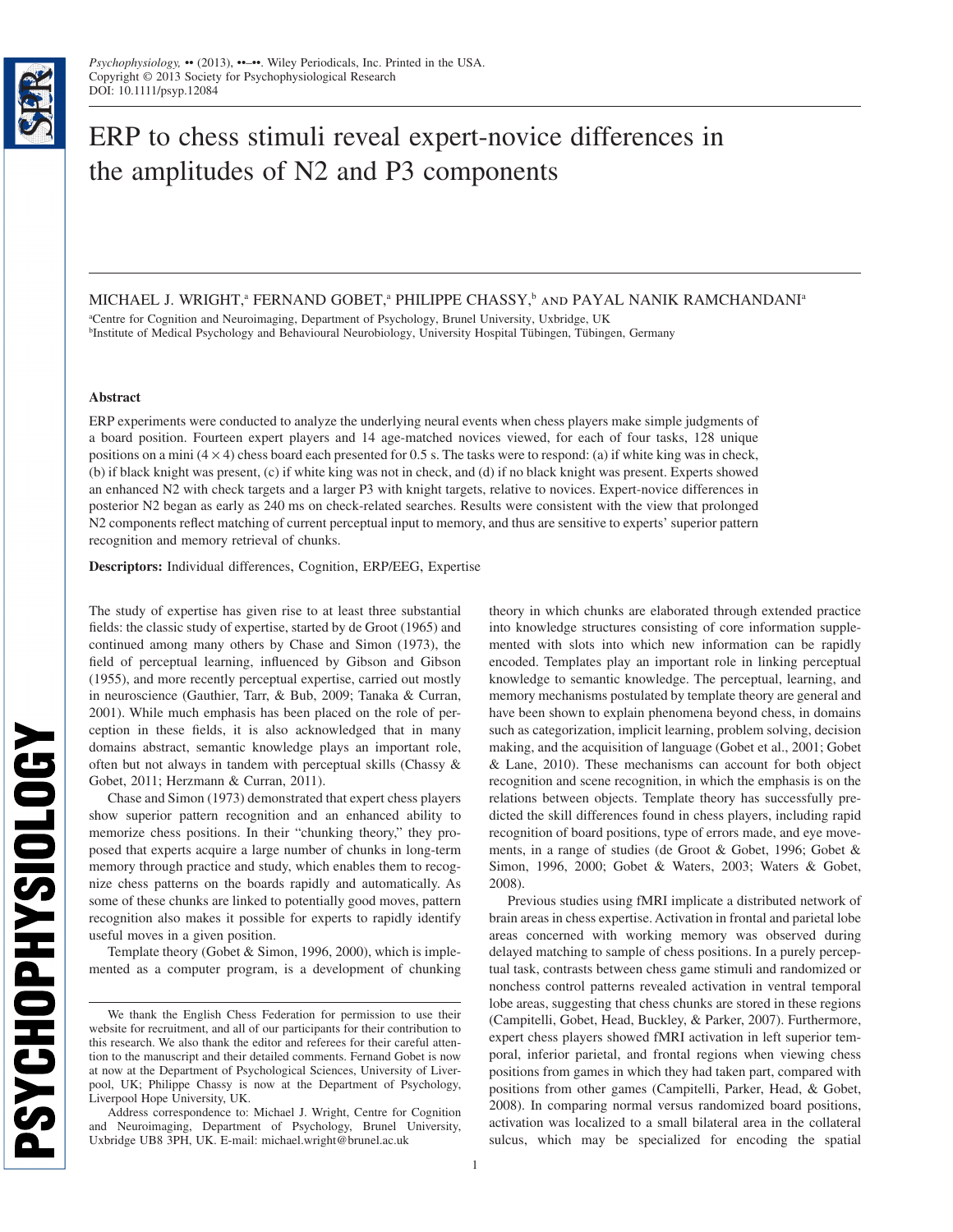# ERP to chess stimuli reveal expert-novice differences in the amplitudes of N2 and P3 components

MICHAEL J. WRIGHT,[a] FERNAND GOBET,[a] PHILIPPE CHASSY,[b] AND PAYAL NANIK RAMCHANDANI[a]

[a]Centre for Cognition and Neuroimaging, Department of Psychology, Brunel University, Uxbridge, UK
[b]Institute of Medical Psychology and Behavioural Neurobiology, University Hospital Tübingen, Tübingen, Germany

## Abstract

ERP experiments were conducted to analyze the underlying neural events when chess players make simple judgments of a board position. Fourteen expert players and 14 age-matched novices viewed, for each of four tasks, 128 unique positions on a mini (4 × 4) chess board each presented for 0.5 s. The tasks were to respond: (a) if white king was in check, (b) if black knight was present, (c) if white king was not in check, and (d) if no black knight was present. Experts showed an enhanced N2 with check targets and a larger P3 with knight targets, relative to novices. Expert-novice differences in posterior N2 began as early as 240 ms on check-related searches. Results were consistent with the view that prolonged N2 components reflect matching of current perceptual input to memory, and thus are sensitive to experts' superior pattern recognition and memory retrieval of chunks.

**Descriptors:** Individual differences, Cognition, ERP/EEG, Expertise

The study of expertise has given rise to at least three substantial fields: the classic study of expertise, started by de Groot (1965) and continued among many others by Chase and Simon (1973), the field of perceptual learning, influenced by Gibson and Gibson (1955), and more recently perceptual expertise, carried out mostly in neuroscience (Gauthier, Tarr, & Bub, 2009; Tanaka & Curran, 2001). While much emphasis has been placed on the role of perception in these fields, it is also acknowledged that in many domains abstract, semantic knowledge plays an important role, often but not always in tandem with perceptual skills (Chassy & Gobet, 2011; Herzmann & Curran, 2011).

Chase and Simon (1973) demonstrated that expert chess players show superior pattern recognition and an enhanced ability to memorize chess positions. In their "chunking theory," they proposed that experts acquire a large number of chunks in long-term memory through practice and study, which enables them to recognize chess patterns on the boards rapidly and automatically. As some of these chunks are linked to potentially good moves, pattern recognition also makes it possible for experts to rapidly identify useful moves in a given position.

Template theory (Gobet & Simon, 1996, 2000), which is implemented as a computer program, is a development of chunking theory in which chunks are elaborated through extended practice into knowledge structures consisting of core information supplemented with slots into which new information can be rapidly encoded. Templates play an important role in linking perceptual knowledge to semantic knowledge. The perceptual, learning, and memory mechanisms postulated by template theory are general and have been shown to explain phenomena beyond chess, in domains such as categorization, implicit learning, problem solving, decision making, and the acquisition of language (Gobet et al., 2001; Gobet & Lane, 2010). These mechanisms can account for both object recognition and scene recognition, in which the emphasis is on the relations between objects. Template theory has successfully predicted the skill differences found in chess players, including rapid recognition of board positions, type of errors made, and eye movements, in a range of studies (de Groot & Gobet, 1996; Gobet & Simon, 1996, 2000; Gobet & Waters, 2003; Waters & Gobet, 2008).

Previous studies using fMRI implicate a distributed network of brain areas in chess expertise. Activation in frontal and parietal lobe areas concerned with working memory was observed during delayed matching to sample of chess positions. In a purely perceptual task, contrasts between chess game stimuli and randomized or nonchess control patterns revealed activation in ventral temporal lobe areas, suggesting that chess chunks are stored in these regions (Campitelli, Gobet, Head, Buckley, & Parker, 2007). Furthermore, expert chess players showed fMRI activation in left superior temporal, inferior parietal, and frontal regions when viewing chess positions from games in which they had taken part, compared with positions from other games (Campitelli, Parker, Head, & Gobet, 2008). In comparing normal versus randomized board positions, activation was localized to a small bilateral area in the collateral sulcus, which may be specialized for encoding the spatial

---

We thank the English Chess Federation for permission to use their website for recruitment, and all of our participants for their contribution to this research. We also thank the editor and referees for their careful attention to the manuscript and their detailed comments. Fernand Gobet is now at now at the Department of Psychological Sciences, University of Liverpool, UK; Philippe Chassy is now at the Department of Psychology, Liverpool Hope University, UK.

Address correspondence to: Michael J. Wright, Centre for Cognition and Neuroimaging, Department of Psychology, Brunel University, Uxbridge UB8 3PH, UK. E-mail: michael.wright@brunel.ac.uk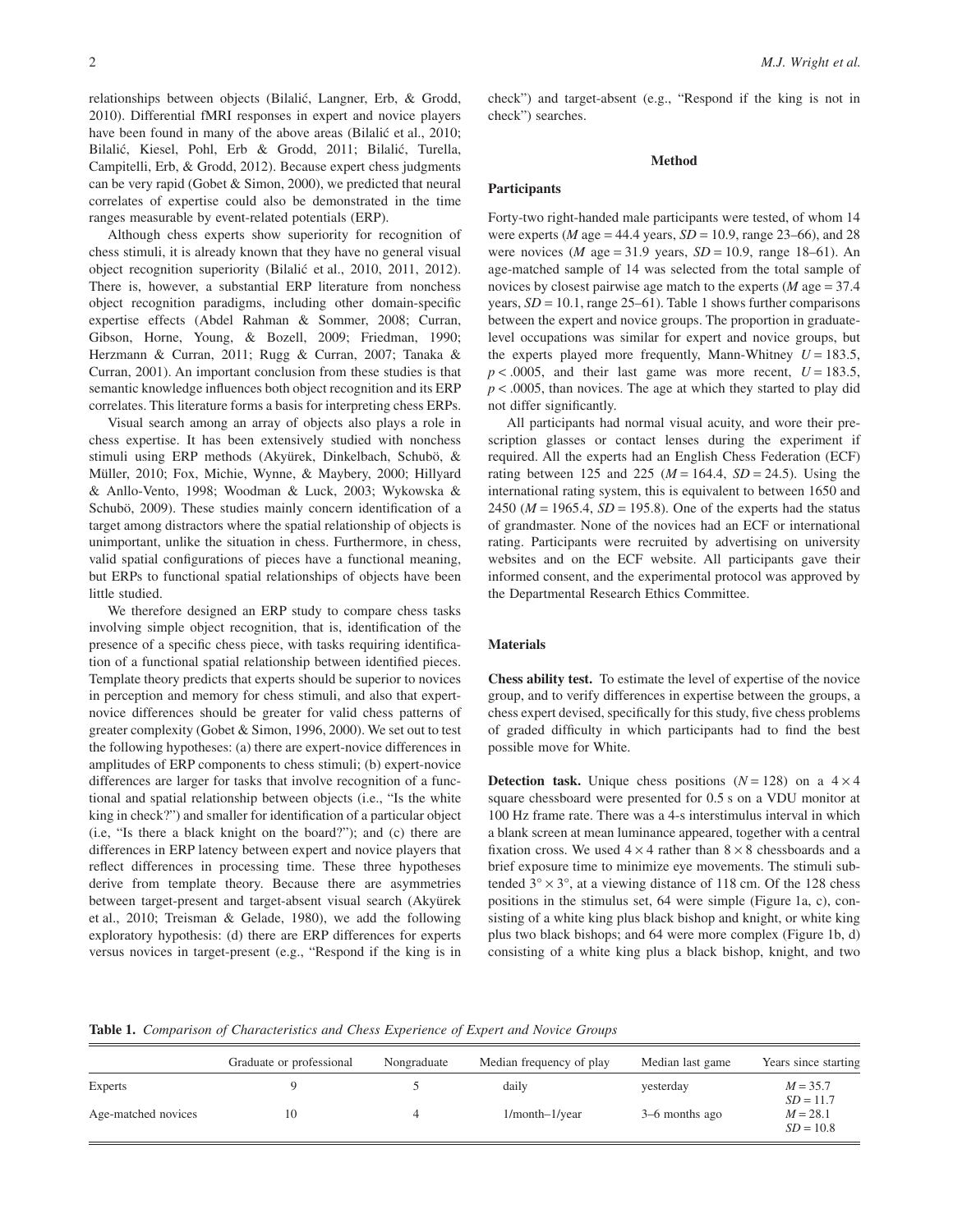relationships between objects (Bilalić, Langner, Erb, & Grodd, 2010). Differential fMRI responses in expert and novice players have been found in many of the above areas (Bilalić et al., 2010; Bilalić, Kiesel, Pohl, Erb & Grodd, 2011; Bilalić, Turella, Campitelli, Erb, & Grodd, 2012). Because expert chess judgments can be very rapid (Gobet & Simon, 2000), we predicted that neural correlates of expertise could also be demonstrated in the time ranges measurable by event-related potentials (ERP).

Although chess experts show superiority for recognition of chess stimuli, it is already known that they have no general visual object recognition superiority (Bilalić et al., 2010, 2011, 2012). There is, however, a substantial ERP literature from nonchess object recognition paradigms, including other domain-specific expertise effects (Abdel Rahman & Sommer, 2008; Curran, Gibson, Horne, Young, & Bozell, 2009; Friedman, 1990; Herzmann & Curran, 2011; Rugg & Curran, 2007; Tanaka & Curran, 2001). An important conclusion from these studies is that semantic knowledge influences both object recognition and its ERP correlates. This literature forms a basis for interpreting chess ERPs.

Visual search among an array of objects also plays a role in chess expertise. It has been extensively studied with nonchess stimuli using ERP methods (Akyürek, Dinkelbach, Schubö, & Müller, 2010; Fox, Michie, Wynne, & Maybery, 2000; Hillyard & Anllo-Vento, 1998; Woodman & Luck, 2003; Wykowska & Schubö, 2009). These studies mainly concern identification of a target among distractors where the spatial relationship of objects is unimportant, unlike the situation in chess. Furthermore, in chess, valid spatial configurations of pieces have a functional meaning, but ERPs to functional spatial relationships of objects have been little studied.

We therefore designed an ERP study to compare chess tasks involving simple object recognition, that is, identification of the presence of a specific chess piece, with tasks requiring identification of a functional spatial relationship between identified pieces. Template theory predicts that experts should be superior to novices in perception and memory for chess stimuli, and also that expert-novice differences should be greater for valid chess patterns of greater complexity (Gobet & Simon, 1996, 2000). We set out to test the following hypotheses: (a) there are expert-novice differences in amplitudes of ERP components to chess stimuli; (b) expert-novice differences are larger for tasks that involve recognition of a functional and spatial relationship between objects (i.e., "Is the white king in check?") and smaller for identification of a particular object (i.e, "Is there a black knight on the board?"); and (c) there are differences in ERP latency between expert and novice players that reflect differences in processing time. These three hypotheses derive from template theory. Because there are asymmetries between target-present and target-absent visual search (Akyürek et al., 2010; Treisman & Gelade, 1980), we add the following exploratory hypothesis: (d) there are ERP differences for experts versus novices in target-present (e.g., "Respond if the king is in check") and target-absent (e.g., "Respond if the king is not in check") searches.

## Method

### Participants

Forty-two right-handed male participants were tested, of whom 14 were experts (*M* age = 44.4 years, *SD* = 10.9, range 23–66), and 28 were novices (*M* age = 31.9 years, *SD* = 10.9, range 18–61). An age-matched sample of 14 was selected from the total sample of novices by closest pairwise age match to the experts (*M* age = 37.4 years, *SD* = 10.1, range 25–61). Table 1 shows further comparisons between the expert and novice groups. The proportion in graduate-level occupations was similar for expert and novice groups, but the experts played more frequently, Mann-Whitney $U = 183.5$, $p < .0005$, and their last game was more recent, $U = 183.5$, $p < .0005$, than novices. The age at which they started to play did not differ significantly.

All participants had normal visual acuity, and wore their prescription glasses or contact lenses during the experiment if required. All the experts had an English Chess Federation (ECF) rating between 125 and 225 (*M* = 164.4, *SD* = 24.5). Using the international rating system, this is equivalent to between 1650 and 2450 (*M* = 1965.4, *SD* = 195.8). One of the experts had the status of grandmaster. None of the novices had an ECF or international rating. Participants were recruited by advertising on university websites and on the ECF website. All participants gave their informed consent, and the experimental protocol was approved by the Departmental Research Ethics Committee.

### Materials

**Chess ability test.** To estimate the level of expertise of the novice group, and to verify differences in expertise between the groups, a chess expert devised, specifically for this study, five chess problems of graded difficulty in which participants had to find the best possible move for White.

**Detection task.** Unique chess positions ($N = 128$) on a $4 \times 4$ square chessboard were presented for 0.5 s on a VDU monitor at 100 Hz frame rate. There was a 4-s interstimulus interval in which a blank screen at mean luminance appeared, together with a central fixation cross. We used $4 \times 4$ rather than $8 \times 8$ chessboards and a brief exposure time to minimize eye movements. The stimuli subtended $3° \times 3°$, at a viewing distance of 118 cm. Of the 128 chess positions in the stimulus set, 64 were simple (Figure 1a, c), consisting of a white king plus black bishop and knight, or white king plus two black bishops; and 64 were more complex (Figure 1b, d) consisting of a white king plus a black bishop, knight, and two

**Table 1.** *Comparison of Characteristics and Chess Experience of Expert and Novice Groups*

| | Graduate or professional | Nongraduate | Median frequency of play | Median last game | Years since starting |
|---|---|---|---|---|---|
| Experts | 9 | 5 | daily | yesterday | *M* = 35.7, *SD* = 11.7 |
| Age-matched novices | 10 | 4 | 1/month–1/year | 3–6 months ago | *M* = 28.1, *SD* = 10.8 |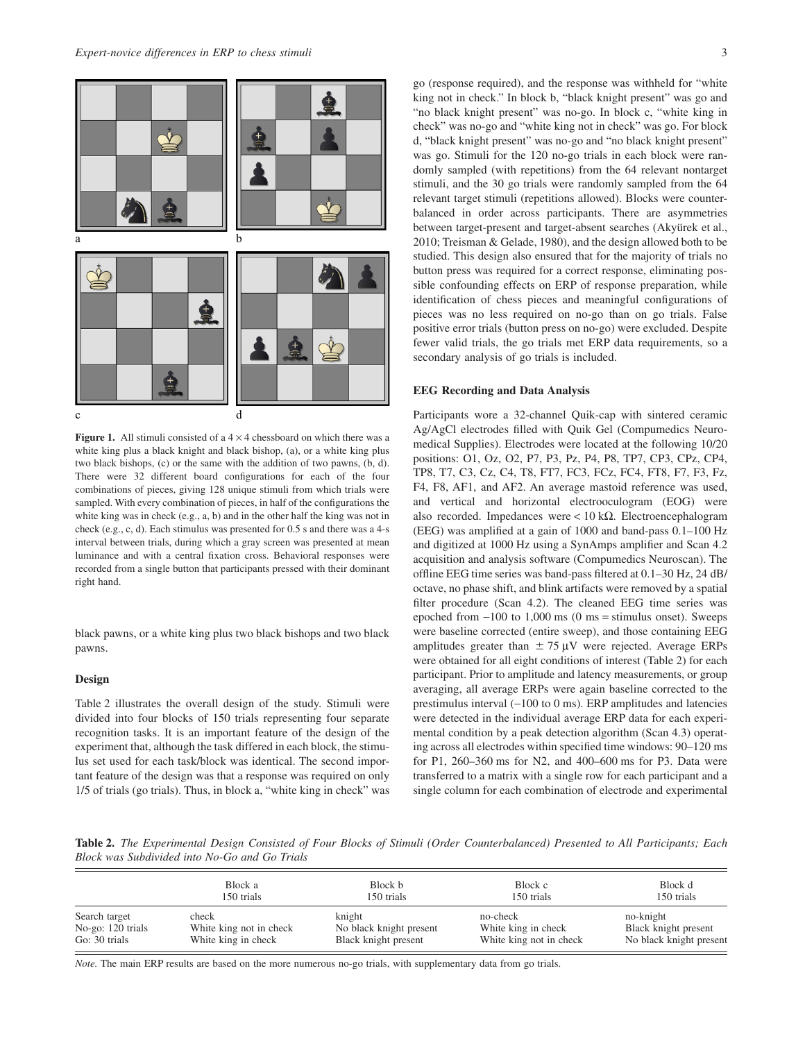a b c d

**Figure 1.** All stimuli consisted of a 4 × 4 chessboard on which there was a white king plus a black knight and black bishop, (a), or a white king plus two black bishops, (c) or the same with the addition of two pawns, (b, d). There were 32 different board configurations for each of the four combinations of pieces, giving 128 unique stimuli from which trials were sampled. With every combination of pieces, in half of the configurations the white king was in check (e.g., a, b) and in the other half the king was not in check (e.g., c, d). Each stimulus was presented for 0.5 s and there was a 4-s interval between trials, during which a gray screen was presented at mean luminance and with a central fixation cross. Behavioral responses were recorded from a single button that participants pressed with their dominant right hand.

black pawns, or a white king plus two black bishops and two black pawns.

### Design

Table 2 illustrates the overall design of the study. Stimuli were divided into four blocks of 150 trials representing four separate recognition tasks. It is an important feature of the design of the experiment that, although the task differed in each block, the stimulus set used for each task/block was identical. The second important feature of the design was that a response was required on only 1/5 of trials (go trials). Thus, in block a, "white king in check" was go (response required), and the response was withheld for "white king not in check." In block b, "black knight present" was go and "no black knight present" was no-go. In block c, "white king in check" was no-go and "white king not in check" was go. For block d, "black knight present" was no-go and "no black knight present" was go. Stimuli for the 120 no-go trials in each block were randomly sampled (with repetitions) from the 64 relevant nontarget stimuli, and the 30 go trials were randomly sampled from the 64 relevant target stimuli (repetitions allowed). Blocks were counterbalanced in order across participants. There are asymmetries between target-present and target-absent searches (Akyürek et al., 2010; Treisman & Gelade, 1980), and the design allowed both to be studied. This design also ensured that for the majority of trials no button press was required for a correct response, eliminating possible confounding effects on ERP of response preparation, while identification of chess pieces and meaningful configurations of pieces was no less required on no-go than on go trials. False positive error trials (button press on no-go) were excluded. Despite fewer valid trials, the go trials met ERP data requirements, so a secondary analysis of go trials is included.

### EEG Recording and Data Analysis

Participants wore a 32-channel Quik-cap with sintered ceramic Ag/AgCl electrodes filled with Quik Gel (Compumedics Neuromedical Supplies). Electrodes were located at the following 10/20 positions: O1, Oz, O2, P7, P3, Pz, P4, P8, TP7, CP3, CPz, CP4, TP8, T7, C3, Cz, C4, T8, FT7, FC3, FCz, FC4, FT8, F7, F3, Fz, F4, F8, AF1, and AF2. An average mastoid reference was used, and vertical and horizontal electrooculogram (EOG) were also recorded. Impedances were < 10 kΩ. Electroencephalogram (EEG) was amplified at a gain of 1000 and band-pass 0.1–100 Hz and digitized at 1000 Hz using a SynAmps amplifier and Scan 4.2 acquisition and analysis software (Compumedics Neuroscan). The offline EEG time series was band-pass filtered at 0.1–30 Hz, 24 dB/octave, no phase shift, and blink artifacts were removed by a spatial filter procedure (Scan 4.2). The cleaned EEG time series was epoched from −100 to 1,000 ms (0 ms = stimulus onset). Sweeps were baseline corrected (entire sweep), and those containing EEG amplitudes greater than ± 75 μV were rejected. Average ERPs were obtained for all eight conditions of interest (Table 2) for each participant. Prior to amplitude and latency measurements, or group averaging, all average ERPs were again baseline corrected to the prestimulus interval (−100 to 0 ms). ERP amplitudes and latencies were detected in the individual average ERP data for each experimental condition by a peak detection algorithm (Scan 4.3) operating across all electrodes within specified time windows: 90–120 ms for P1, 260–360 ms for N2, and 400–600 ms for P3. Data were transferred to a matrix with a single row for each participant and a single column for each combination of electrode and experimental

**Table 2.** *The Experimental Design Consisted of Four Blocks of Stimuli (Order Counterbalanced) Presented to All Participants; Each Block was Subdivided into No-Go and Go Trials*

| | Block a 150 trials | Block b 150 trials | Block c 150 trials | Block d 150 trials |
|---|---|---|---|---|
| Search target | check | knight | no-check | no-knight |
| No-go: 120 trials | White king not in check | No black knight present | White king in check | Black knight present |
| Go: 30 trials | White king in check | Black knight present | White king not in check | No black knight present |

*Note.* The main ERP results are based on the more numerous no-go trials, with supplementary data from go trials.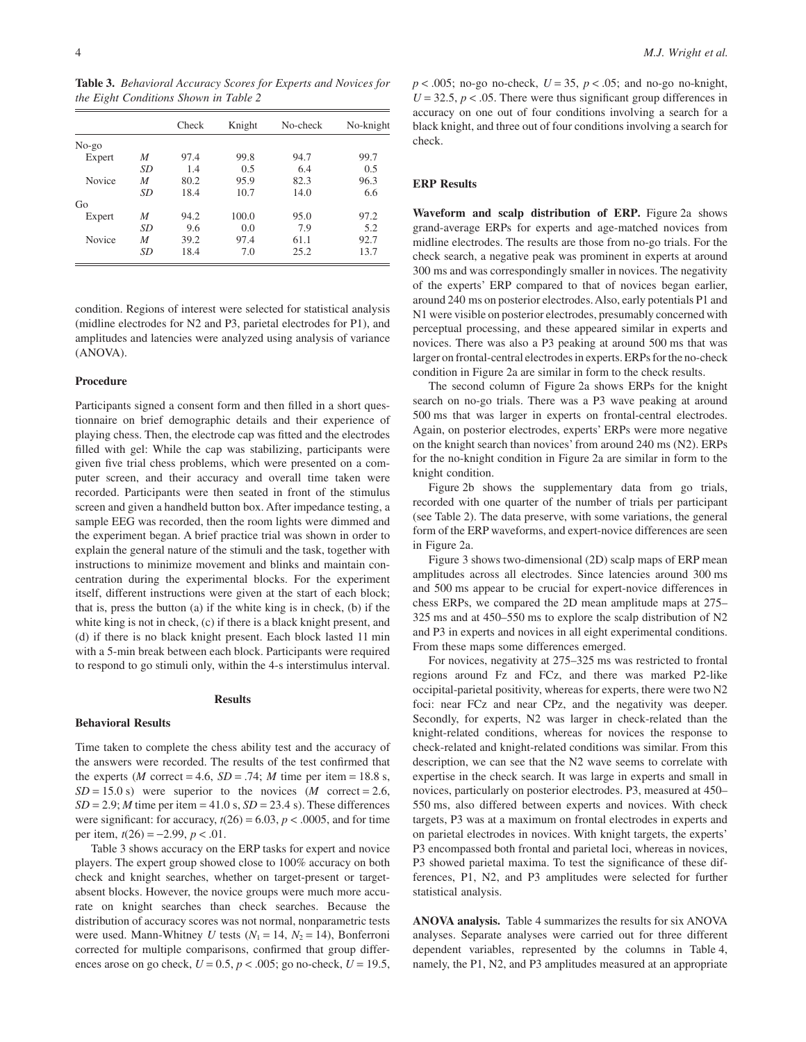**Table 3.** *Behavioral Accuracy Scores for Experts and Novices for the Eight Conditions Shown in Table 2*

| | | Check | Knight | No-check | No-knight |
|---|---|---|---|---|---|
| No-go | | | | | |
| Expert | *M* | 97.4 | 99.8 | 94.7 | 99.7 |
| | *SD* | 1.4 | 0.5 | 6.4 | 0.5 |
| Novice | *M* | 80.2 | 95.9 | 82.3 | 96.3 |
| | *SD* | 18.4 | 10.7 | 14.0 | 6.6 |
| Go | | | | | |
| Expert | *M* | 94.2 | 100.0 | 95.0 | 97.2 |
| | *SD* | 9.6 | 0.0 | 7.9 | 5.2 |
| Novice | *M* | 39.2 | 97.4 | 61.1 | 92.7 |
| | *SD* | 18.4 | 7.0 | 25.2 | 13.7 |

condition. Regions of interest were selected for statistical analysis (midline electrodes for N2 and P3, parietal electrodes for P1), and amplitudes and latencies were analyzed using analysis of variance (ANOVA).

### Procedure

Participants signed a consent form and then filled in a short questionnaire on brief demographic details and their experience of playing chess. Then, the electrode cap was fitted and the electrodes filled with gel: While the cap was stabilizing, participants were given five trial chess problems, which were presented on a computer screen, and their accuracy and overall time taken were recorded. Participants were then seated in front of the stimulus screen and given a handheld button box. After impedance testing, a sample EEG was recorded, then the room lights were dimmed and the experiment began. A brief practice trial was shown in order to explain the general nature of the stimuli and the task, together with instructions to minimize movement and blinks and maintain concentration during the experimental blocks. For the experiment itself, different instructions were given at the start of each block; that is, press the button (a) if the white king is in check, (b) if the white king is not in check, (c) if there is a black knight present, and (d) if there is no black knight present. Each block lasted 11 min with a 5-min break between each block. Participants were required to respond to go stimuli only, within the 4-s interstimulus interval.

## Results

### Behavioral Results

Time taken to complete the chess ability test and the accuracy of the answers were recorded. The results of the test confirmed that the experts (*M* correct = 4.6, *SD* = .74; *M* time per item = 18.8 s, *SD* = 15.0 s) were superior to the novices (*M* correct = 2.6, *SD* = 2.9; *M* time per item = 41.0 s, *SD* = 23.4 s). These differences were significant: for accuracy, $t(26) = 6.03$, $p < .0005$, and for time per item, $t(26) = -2.99$, $p < .01$.

Table 3 shows accuracy on the ERP tasks for expert and novice players. The expert group showed close to 100% accuracy on both check and knight searches, whether on target-present or target-absent blocks. However, the novice groups were much more accurate on knight searches than check searches. Because the distribution of accuracy scores was not normal, nonparametric tests were used. Mann-Whitney *U* tests ($N_1 = 14$, $N_2 = 14$), Bonferroni corrected for multiple comparisons, confirmed that group differences arose on go check, $U = 0.5$, $p < .005$; go no-check, $U = 19.5$, $p < .005$; no-go no-check, $U = 35$, $p < .05$; and no-go no-knight, $U = 32.5$, $p < .05$. There were thus significant group differences in accuracy on one out of four conditions involving a search for a black knight, and three out of four conditions involving a search for check.

### ERP Results

**Waveform and scalp distribution of ERP.** Figure 2a shows grand-average ERPs for experts and age-matched novices from midline electrodes. The results are those from no-go trials. For the check search, a negative peak was prominent in experts at around 300 ms and was correspondingly smaller in novices. The negativity of the experts' ERP compared to that of novices began earlier, around 240 ms on posterior electrodes. Also, early potentials P1 and N1 were visible on posterior electrodes, presumably concerned with perceptual processing, and these appeared similar in experts and novices. There was also a P3 peaking at around 500 ms that was larger on frontal-central electrodes in experts. ERPs for the no-check condition in Figure 2a are similar in form to the check results.

The second column of Figure 2a shows ERPs for the knight search on no-go trials. There was a P3 wave peaking at around 500 ms that was larger in experts on frontal-central electrodes. Again, on posterior electrodes, experts' ERPs were more negative on the knight search than novices' from around 240 ms (N2). ERPs for the no-knight condition in Figure 2a are similar in form to the knight condition.

Figure 2b shows the supplementary data from go trials, recorded with one quarter of the number of trials per participant (see Table 2). The data preserve, with some variations, the general form of the ERP waveforms, and expert-novice differences are seen in Figure 2a.

Figure 3 shows two-dimensional (2D) scalp maps of ERP mean amplitudes across all electrodes. Since latencies around 300 ms and 500 ms appear to be crucial for expert-novice differences in chess ERPs, we compared the 2D mean amplitude maps at 275–325 ms and at 450–550 ms to explore the scalp distribution of N2 and P3 in experts and novices in all eight experimental conditions. From these maps some differences emerged.

For novices, negativity at 275–325 ms was restricted to frontal regions around Fz and FCz, and there was marked P2-like occipital-parietal positivity, whereas for experts, there were two N2 foci: near FCz and near CPz, and the negativity was deeper. Secondly, for experts, N2 was larger in check-related than the knight-related conditions, whereas for novices the response to check-related and knight-related conditions was similar. From this description, we can see that the N2 wave seems to correlate with expertise in the check search. It was large in experts and small in novices, particularly on posterior electrodes. P3, measured at 450–550 ms, also differed between experts and novices. With check targets, P3 was at a maximum on frontal electrodes in experts and on parietal electrodes in novices. With knight targets, the experts' P3 encompassed both frontal and parietal loci, whereas in novices, P3 showed parietal maxima. To test the significance of these differences, P1, N2, and P3 amplitudes were selected for further statistical analysis.

**ANOVA analysis.** Table 4 summarizes the results for six ANOVA analyses. Separate analyses were carried out for three different dependent variables, represented by the columns in Table 4, namely, the P1, N2, and P3 amplitudes measured at an appropriate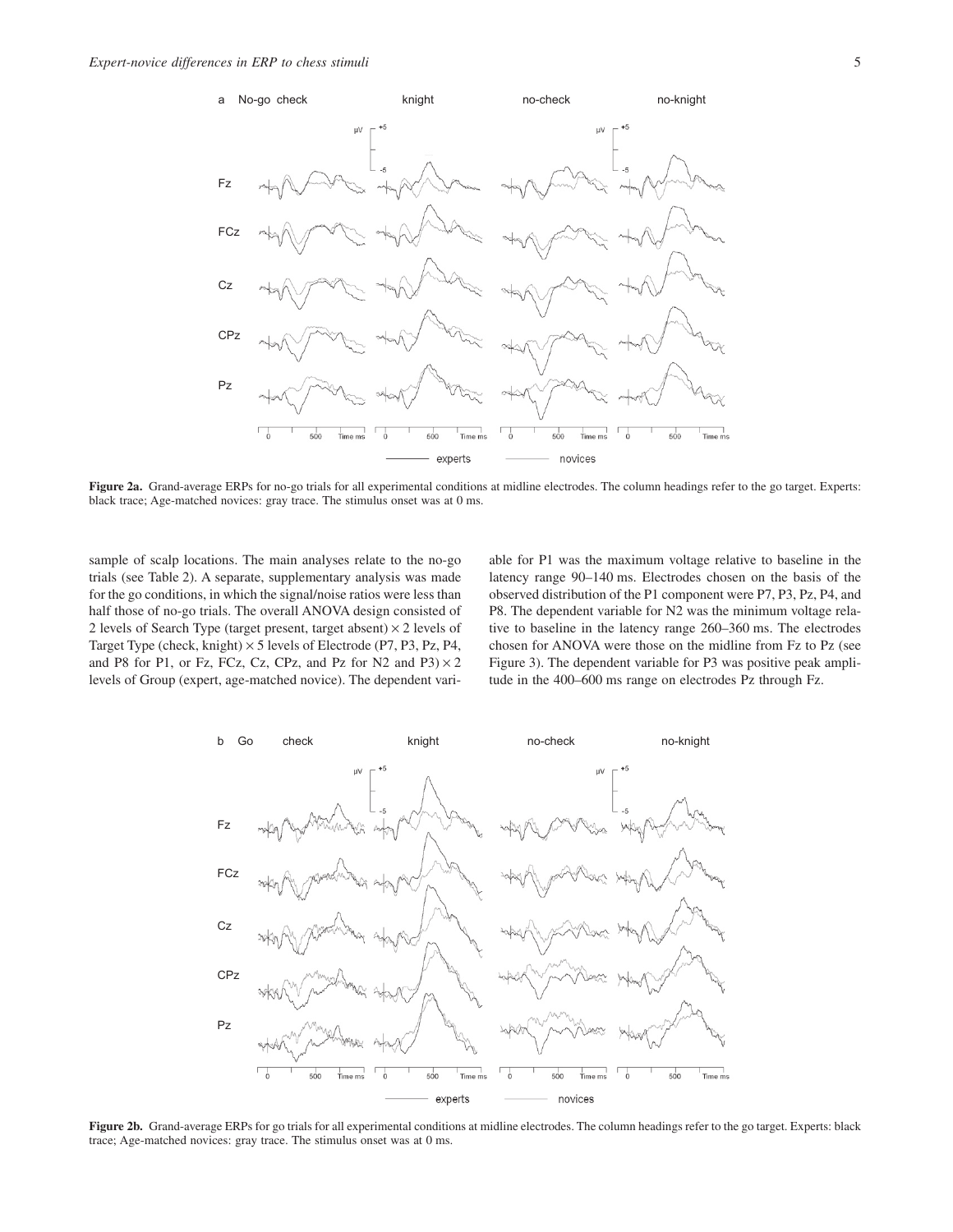Figure 2a. Grand-average ERPs for no-go trials for all experimental conditions at midline electrodes. The column headings refer to the go target. Experts: black trace; Age-matched novices: gray trace. The stimulus onset was at 0 ms.

sample of scalp locations. The main analyses relate to the no-go trials (see Table 2). A separate, supplementary analysis was made for the go conditions, in which the signal/noise ratios were less than half those of no-go trials. The overall ANOVA design consisted of 2 levels of Search Type (target present, target absent) × 2 levels of Target Type (check, knight) × 5 levels of Electrode (P7, P3, Pz, P4, and P8 for P1, or Fz, FCz, Cz, CPz, and Pz for N2 and P3) × 2 levels of Group (expert, age-matched novice). The dependent variable for P1 was the maximum voltage relative to baseline in the latency range 90–140 ms. Electrodes chosen on the basis of the observed distribution of the P1 component were P7, P3, Pz, P4, and P8. The dependent variable for N2 was the minimum voltage relative to baseline in the latency range 260–360 ms. The electrodes chosen for ANOVA were those on the midline from Fz to Pz (see Figure 3). The dependent variable for P3 was positive peak amplitude in the 400–600 ms range on electrodes Pz through Fz.

Figure 2b. Grand-average ERPs for go trials for all experimental conditions at midline electrodes. The column headings refer to the go target. Experts: black trace; Age-matched novices: gray trace. The stimulus onset was at 0 ms.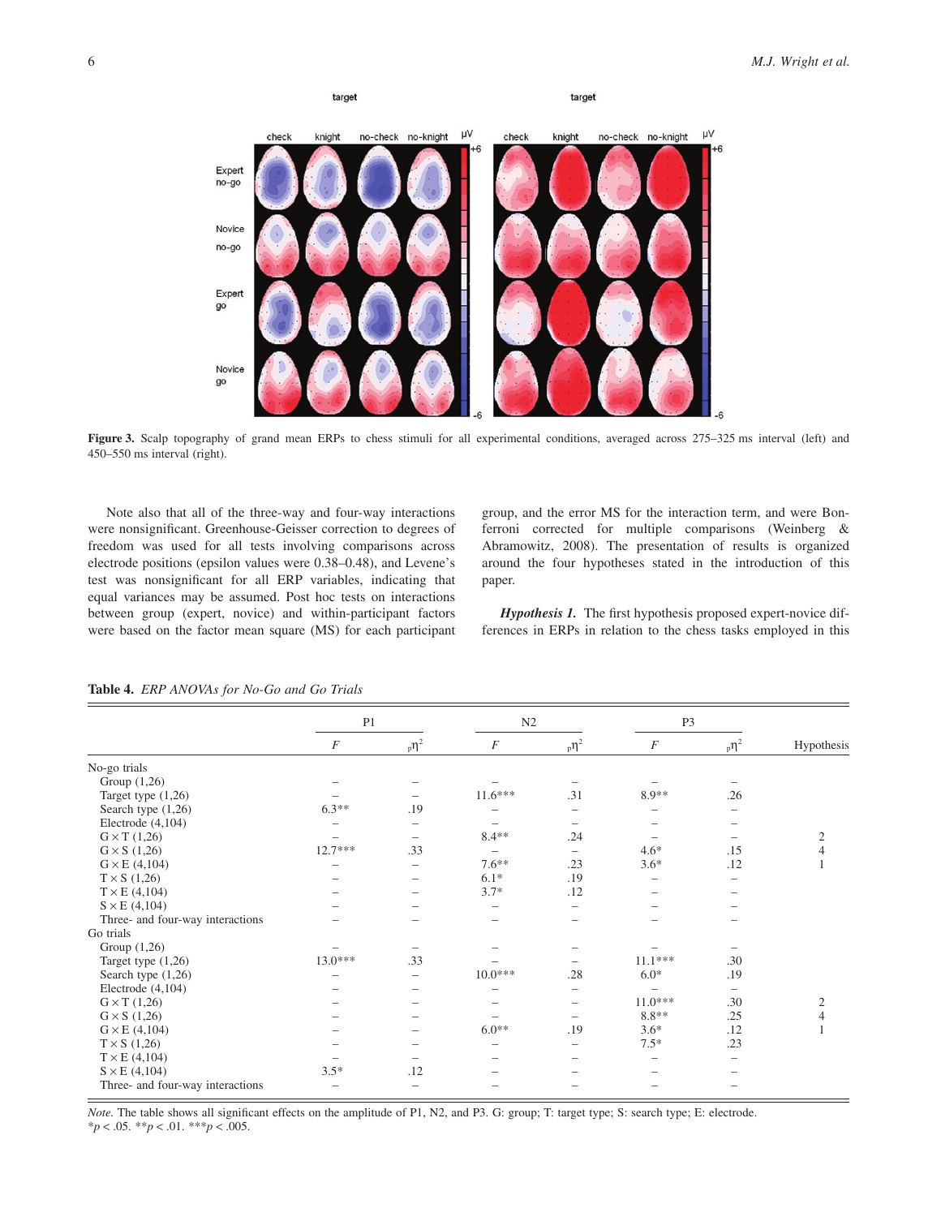**Figure 3.** Scalp topography of grand mean ERPs to chess stimuli for all experimental conditions, averaged across 275–325 ms interval (left) and 450–550 ms interval (right).

Note also that all of the three-way and four-way interactions were nonsignificant. Greenhouse-Geisser correction to degrees of freedom was used for all tests involving comparisons across electrode positions (epsilon values were 0.38–0.48), and Levene's test was nonsignificant for all ERP variables, indicating that equal variances may be assumed. Post hoc tests on interactions between group (expert, novice) and within-participant factors were based on the factor mean square (MS) for each participant group, and the error MS for the interaction term, and were Bonferroni corrected for multiple comparisons (Weinberg & Abramowitz, 2008). The presentation of results is organized around the four hypotheses stated in the introduction of this paper.

***Hypothesis 1.*** The first hypothesis proposed expert-novice differences in ERPs in relation to the chess tasks employed in this

**Table 4.** *ERP ANOVAs for No-Go and Go Trials*

| | P1 | | N2 | | P3 | | |
|---|---|---|---|---|---|---|---|
| | *F* | $_p\eta^2$ | *F* | $_p\eta^2$ | *F* | $_p\eta^2$ | Hypothesis |
| No-go trials | | | | | | | |
| Group (1,26) | – | – | – | – | – | – | |
| Target type (1,26) | – | – | 11.6*** | .31 | 8.9** | .26 | |
| Search type (1,26) | 6.3** | .19 | – | – | – | – | |
| Electrode (4,104) | – | – | – | – | – | – | |
| G × T (1,26) | – | – | 8.4** | .24 | – | – | 2 |
| G × S (1,26) | 12.7*** | .33 | – | – | 4.6* | .15 | 4 |
| G × E (4,104) | – | – | 7.6** | .23 | 3.6* | .12 | 1 |
| T × S (1,26) | – | – | 6.1* | .19 | – | – | |
| T × E (4,104) | – | – | 3.7* | .12 | – | – | |
| S × E (4,104) | – | – | – | – | – | – | |
| Three- and four-way interactions | – | – | – | – | – | – | |
| Go trials | | | | | | | |
| Group (1,26) | – | – | – | – | – | – | |
| Target type (1,26) | 13.0*** | .33 | – | – | 11.1*** | .30 | |
| Search type (1,26) | – | – | 10.0*** | .28 | 6.0* | .19 | |
| Electrode (4,104) | – | – | – | – | – | – | |
| G × T (1,26) | – | – | – | – | 11.0*** | .30 | 2 |
| G × S (1,26) | – | – | – | – | 8.8** | .25 | 4 |
| G × E (4,104) | – | – | 6.0** | .19 | 3.6* | .12 | 1 |
| T × S (1,26) | – | – | – | – | 7.5* | .23 | |
| T × E (4,104) | – | – | – | – | – | – | |
| S × E (4,104) | 3.5* | .12 | – | – | – | – | |
| Three- and four-way interactions | – | – | – | – | – | – | |

*Note.* The table shows all significant effects on the amplitude of P1, N2, and P3. G: group; T: target type; S: search type; E: electrode.
$^*p < .05$. $^{**}p < .01$. $^{***}p < .005$.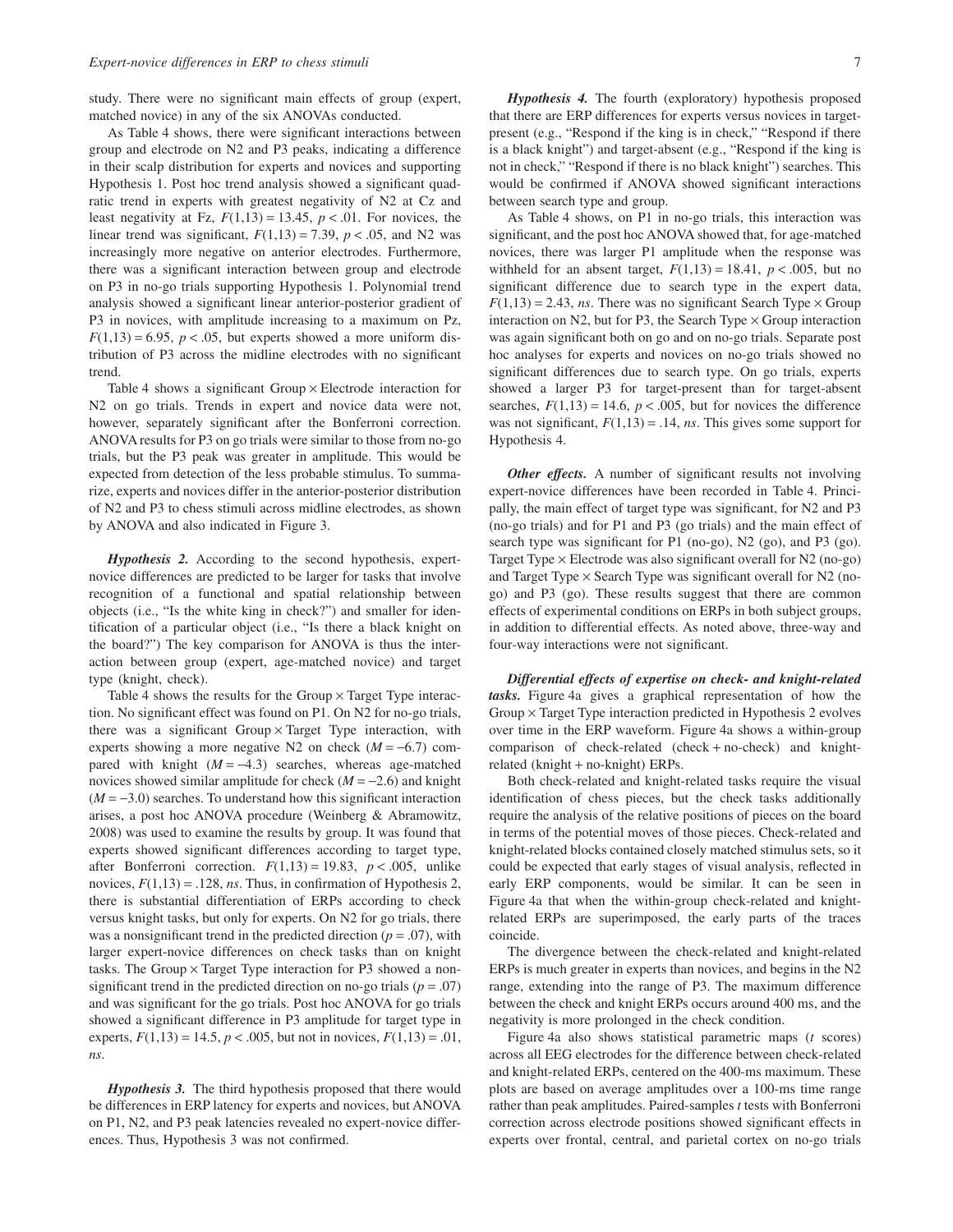study. There were no significant main effects of group (expert, matched novice) in any of the six ANOVAs conducted.

As Table 4 shows, there were significant interactions between group and electrode on N2 and P3 peaks, indicating a difference in their scalp distribution for experts and novices and supporting Hypothesis 1. Post hoc trend analysis showed a significant quadratic trend in experts with greatest negativity of N2 at Cz and least negativity at Fz, $F(1,13) = 13.45$, $p < .01$. For novices, the linear trend was significant, $F(1,13) = 7.39$, $p < .05$, and N2 was increasingly more negative on anterior electrodes. Furthermore, there was a significant interaction between group and electrode on P3 in no-go trials supporting Hypothesis 1. Polynomial trend analysis showed a significant linear anterior-posterior gradient of P3 in novices, with amplitude increasing to a maximum on Pz, $F(1,13) = 6.95$, $p < .05$, but experts showed a more uniform distribution of P3 across the midline electrodes with no significant trend.

Table 4 shows a significant Group × Electrode interaction for N2 on go trials. Trends in expert and novice data were not, however, separately significant after the Bonferroni correction. ANOVA results for P3 on go trials were similar to those from no-go trials, but the P3 peak was greater in amplitude. This would be expected from detection of the less probable stimulus. To summarize, experts and novices differ in the anterior-posterior distribution of N2 and P3 to chess stimuli across midline electrodes, as shown by ANOVA and also indicated in Figure 3.

***Hypothesis 2.*** According to the second hypothesis, expert-novice differences are predicted to be larger for tasks that involve recognition of a functional and spatial relationship between objects (i.e., "Is the white king in check?") and smaller for identification of a particular object (i.e., "Is there a black knight on the board?") The key comparison for ANOVA is thus the interaction between group (expert, age-matched novice) and target type (knight, check).

Table 4 shows the results for the Group × Target Type interaction. No significant effect was found on P1. On N2 for no-go trials, there was a significant Group × Target Type interaction, with experts showing a more negative N2 on check ($M = -6.7$) compared with knight ($M = -4.3$) searches, whereas age-matched novices showed similar amplitude for check ($M = -2.6$) and knight ($M = -3.0$) searches. To understand how this significant interaction arises, a post hoc ANOVA procedure (Weinberg & Abramowitz, 2008) was used to examine the results by group. It was found that experts showed significant differences according to target type, after Bonferroni correction. $F(1,13) = 19.83$, $p < .005$, unlike novices, $F(1,13) = .128$, *ns*. Thus, in confirmation of Hypothesis 2, there is substantial differentiation of ERPs according to check versus knight tasks, but only for experts. On N2 for go trials, there was a nonsignificant trend in the predicted direction ($p = .07$), with larger expert-novice differences on check tasks than on knight tasks. The Group × Target Type interaction for P3 showed a nonsignificant trend in the predicted direction on no-go trials ($p = .07$) and was significant for the go trials. Post hoc ANOVA for go trials showed a significant difference in P3 amplitude for target type in experts, $F(1,13) = 14.5$, $p < .005$, but not in novices, $F(1,13) = .01$, *ns*.

***Hypothesis 3.*** The third hypothesis proposed that there would be differences in ERP latency for experts and novices, but ANOVA on P1, N2, and P3 peak latencies revealed no expert-novice differences. Thus, Hypothesis 3 was not confirmed.

***Hypothesis 4.*** The fourth (exploratory) hypothesis proposed that there are ERP differences for experts versus novices in target-present (e.g., "Respond if the king is in check," "Respond if there is a black knight") and target-absent (e.g., "Respond if the king is not in check," "Respond if there is no black knight") searches. This would be confirmed if ANOVA showed significant interactions between search type and group.

As Table 4 shows, on P1 in no-go trials, this interaction was significant, and the post hoc ANOVA showed that, for age-matched novices, there was larger P1 amplitude when the response was withheld for an absent target, $F(1,13) = 18.41$, $p < .005$, but no significant difference due to search type in the expert data, $F(1,13) = 2.43$, *ns*. There was no significant Search Type × Group interaction on N2, but for P3, the Search Type × Group interaction was again significant both on go and on no-go trials. Separate post hoc analyses for experts and novices on no-go trials showed no significant differences due to search type. On go trials, experts showed a larger P3 for target-present than for target-absent searches, $F(1,13) = 14.6$, $p < .005$, but for novices the difference was not significant, $F(1,13) = .14$, *ns*. This gives some support for Hypothesis 4.

***Other effects.*** A number of significant results not involving expert-novice differences have been recorded in Table 4. Principally, the main effect of target type was significant, for N2 and P3 (no-go trials) and for P1 and P3 (go trials) and the main effect of search type was significant for P1 (no-go), N2 (go), and P3 (go). Target Type × Electrode was also significant overall for N2 (no-go) and Target Type × Search Type was significant overall for N2 (no-go) and P3 (go). These results suggest that there are common effects of experimental conditions on ERPs in both subject groups, in addition to differential effects. As noted above, three-way and four-way interactions were not significant.

***Differential effects of expertise on check- and knight-related tasks.*** Figure 4a gives a graphical representation of how the Group × Target Type interaction predicted in Hypothesis 2 evolves over time in the ERP waveform. Figure 4a shows a within-group comparison of check-related (check + no-check) and knight-related (knight + no-knight) ERPs.

Both check-related and knight-related tasks require the visual identification of chess pieces, but the check tasks additionally require the analysis of the relative positions of pieces on the board in terms of the potential moves of those pieces. Check-related and knight-related blocks contained closely matched stimulus sets, so it could be expected that early stages of visual analysis, reflected in early ERP components, would be similar. It can be seen in Figure 4a that when the within-group check-related and knight-related ERPs are superimposed, the early parts of the traces coincide.

The divergence between the check-related and knight-related ERPs is much greater in experts than novices, and begins in the N2 range, extending into the range of P3. The maximum difference between the check and knight ERPs occurs around 400 ms, and the negativity is more prolonged in the check condition.

Figure 4a also shows statistical parametric maps (*t* scores) across all EEG electrodes for the difference between check-related and knight-related ERPs, centered on the 400-ms maximum. These plots are based on average amplitudes over a 100-ms time range rather than peak amplitudes. Paired-samples *t* tests with Bonferroni correction across electrode positions showed significant effects in experts over frontal, central, and parietal cortex on no-go trials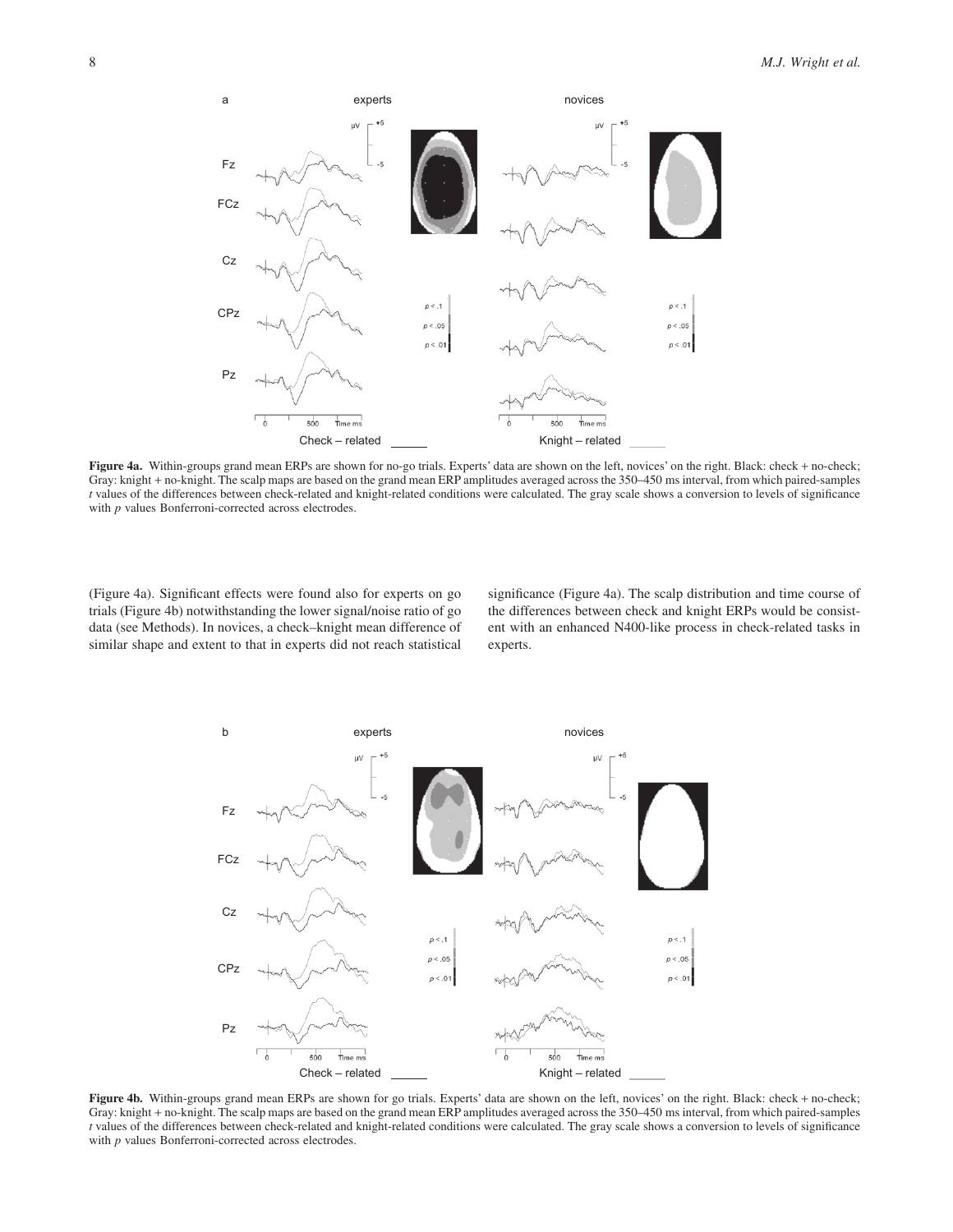**Figure 4a.** Within-groups grand mean ERPs are shown for no-go trials. Experts' data are shown on the left, novices' on the right. Black: check + no-check; Gray: knight + no-knight. The scalp maps are based on the grand mean ERP amplitudes averaged across the 350–450 ms interval, from which paired-samples *t* values of the differences between check-related and knight-related conditions were calculated. The gray scale shows a conversion to levels of significance with *p* values Bonferroni-corrected across electrodes.

(Figure 4a). Significant effects were found also for experts on go trials (Figure 4b) notwithstanding the lower signal/noise ratio of go data (see Methods). In novices, a check–knight mean difference of similar shape and extent to that in experts did not reach statistical significance (Figure 4a). The scalp distribution and time course of the differences between check and knight ERPs would be consistent with an enhanced N400-like process in check-related tasks in experts.

**Figure 4b.** Within-groups grand mean ERPs are shown for go trials. Experts' data are shown on the left, novices' on the right. Black: check + no-check; Gray: knight + no-knight. The scalp maps are based on the grand mean ERP amplitudes averaged across the 350–450 ms interval, from which paired-samples *t* values of the differences between check-related and knight-related conditions were calculated. The gray scale shows a conversion to levels of significance with *p* values Bonferroni-corrected across electrodes.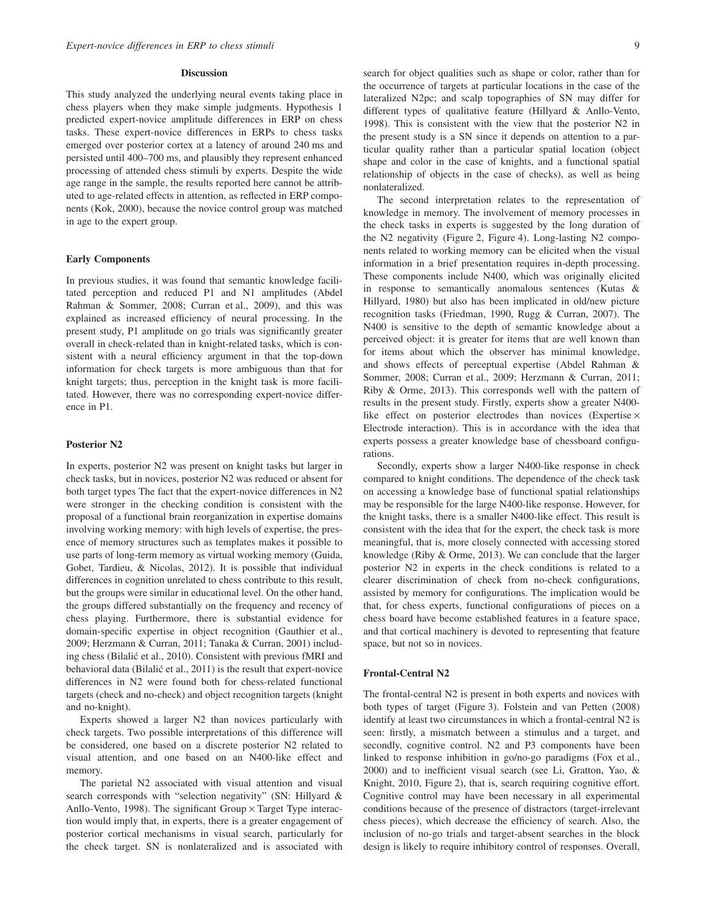## Discussion

This study analyzed the underlying neural events taking place in chess players when they make simple judgments. Hypothesis 1 predicted expert-novice amplitude differences in ERP on chess tasks. These expert-novice differences in ERPs to chess tasks emerged over posterior cortex at a latency of around 240 ms and persisted until 400–700 ms, and plausibly they represent enhanced processing of attended chess stimuli by experts. Despite the wide age range in the sample, the results reported here cannot be attributed to age-related effects in attention, as reflected in ERP components (Kok, 2000), because the novice control group was matched in age to the expert group.

### Early Components

In previous studies, it was found that semantic knowledge facilitated perception and reduced P1 and N1 amplitudes (Abdel Rahman & Sommer, 2008; Curran et al., 2009), and this was explained as increased efficiency of neural processing. In the present study, P1 amplitude on go trials was significantly greater overall in check-related than in knight-related tasks, which is consistent with a neural efficiency argument in that the top-down information for check targets is more ambiguous than that for knight targets; thus, perception in the knight task is more facilitated. However, there was no corresponding expert-novice difference in P1.

### Posterior N2

In experts, posterior N2 was present on knight tasks but larger in check tasks, but in novices, posterior N2 was reduced or absent for both target types The fact that the expert-novice differences in N2 were stronger in the checking condition is consistent with the proposal of a functional brain reorganization in expertise domains involving working memory: with high levels of expertise, the presence of memory structures such as templates makes it possible to use parts of long-term memory as virtual working memory (Guida, Gobet, Tardieu, & Nicolas, 2012). It is possible that individual differences in cognition unrelated to chess contribute to this result, but the groups were similar in educational level. On the other hand, the groups differed substantially on the frequency and recency of chess playing. Furthermore, there is substantial evidence for domain-specific expertise in object recognition (Gauthier et al., 2009; Herzmann & Curran, 2011; Tanaka & Curran, 2001) including chess (Bilalić et al., 2010). Consistent with previous fMRI and behavioral data (Bilalić et al., 2011) is the result that expert-novice differences in N2 were found both for chess-related functional targets (check and no-check) and object recognition targets (knight and no-knight).

Experts showed a larger N2 than novices particularly with check targets. Two possible interpretations of this difference will be considered, one based on a discrete posterior N2 related to visual attention, and one based on an N400-like effect and memory.

The parietal N2 associated with visual attention and visual search corresponds with "selection negativity" (SN: Hillyard & Anllo-Vento, 1998). The significant Group × Target Type interaction would imply that, in experts, there is a greater engagement of posterior cortical mechanisms in visual search, particularly for the check target. SN is nonlateralized and is associated with search for object qualities such as shape or color, rather than for the occurrence of targets at particular locations in the case of the lateralized N2pc; and scalp topographies of SN may differ for different types of qualitative feature (Hillyard & Anllo-Vento, 1998). This is consistent with the view that the posterior N2 in the present study is a SN since it depends on attention to a particular quality rather than a particular spatial location (object shape and color in the case of knights, and a functional spatial relationship of objects in the case of checks), as well as being nonlateralized.

The second interpretation relates to the representation of knowledge in memory. The involvement of memory processes in the check tasks in experts is suggested by the long duration of the N2 negativity (Figure 2, Figure 4). Long-lasting N2 components related to working memory can be elicited when the visual information in a brief presentation requires in-depth processing. These components include N400, which was originally elicited in response to semantically anomalous sentences (Kutas & Hillyard, 1980) but also has been implicated in old/new picture recognition tasks (Friedman, 1990, Rugg & Curran, 2007). The N400 is sensitive to the depth of semantic knowledge about a perceived object: it is greater for items that are well known than for items about which the observer has minimal knowledge, and shows effects of perceptual expertise (Abdel Rahman & Sommer, 2008; Curran et al., 2009; Herzmann & Curran, 2011; Riby & Orme, 2013). This corresponds well with the pattern of results in the present study. Firstly, experts show a greater N400-like effect on posterior electrodes than novices (Expertise × Electrode interaction). This is in accordance with the idea that experts possess a greater knowledge base of chessboard configurations.

Secondly, experts show a larger N400-like response in check compared to knight conditions. The dependence of the check task on accessing a knowledge base of functional spatial relationships may be responsible for the large N400-like response. However, for the knight tasks, there is a smaller N400-like effect. This result is consistent with the idea that for the expert, the check task is more meaningful, that is, more closely connected with accessing stored knowledge (Riby & Orme, 2013). We can conclude that the larger posterior N2 in experts in the check conditions is related to a clearer discrimination of check from no-check configurations, assisted by memory for configurations. The implication would be that, for chess experts, functional configurations of pieces on a chess board have become established features in a feature space, and that cortical machinery is devoted to representing that feature space, but not so in novices.

### Frontal-Central N2

The frontal-central N2 is present in both experts and novices with both types of target (Figure 3). Folstein and van Petten (2008) identify at least two circumstances in which a frontal-central N2 is seen: firstly, a mismatch between a stimulus and a target, and secondly, cognitive control. N2 and P3 components have been linked to response inhibition in go/no-go paradigms (Fox et al., 2000) and to inefficient visual search (see Li, Gratton, Yao, & Knight, 2010, Figure 2), that is, search requiring cognitive effort. Cognitive control may have been necessary in all experimental conditions because of the presence of distractors (target-irrelevant chess pieces), which decrease the efficiency of search. Also, the inclusion of no-go trials and target-absent searches in the block design is likely to require inhibitory control of responses. Overall,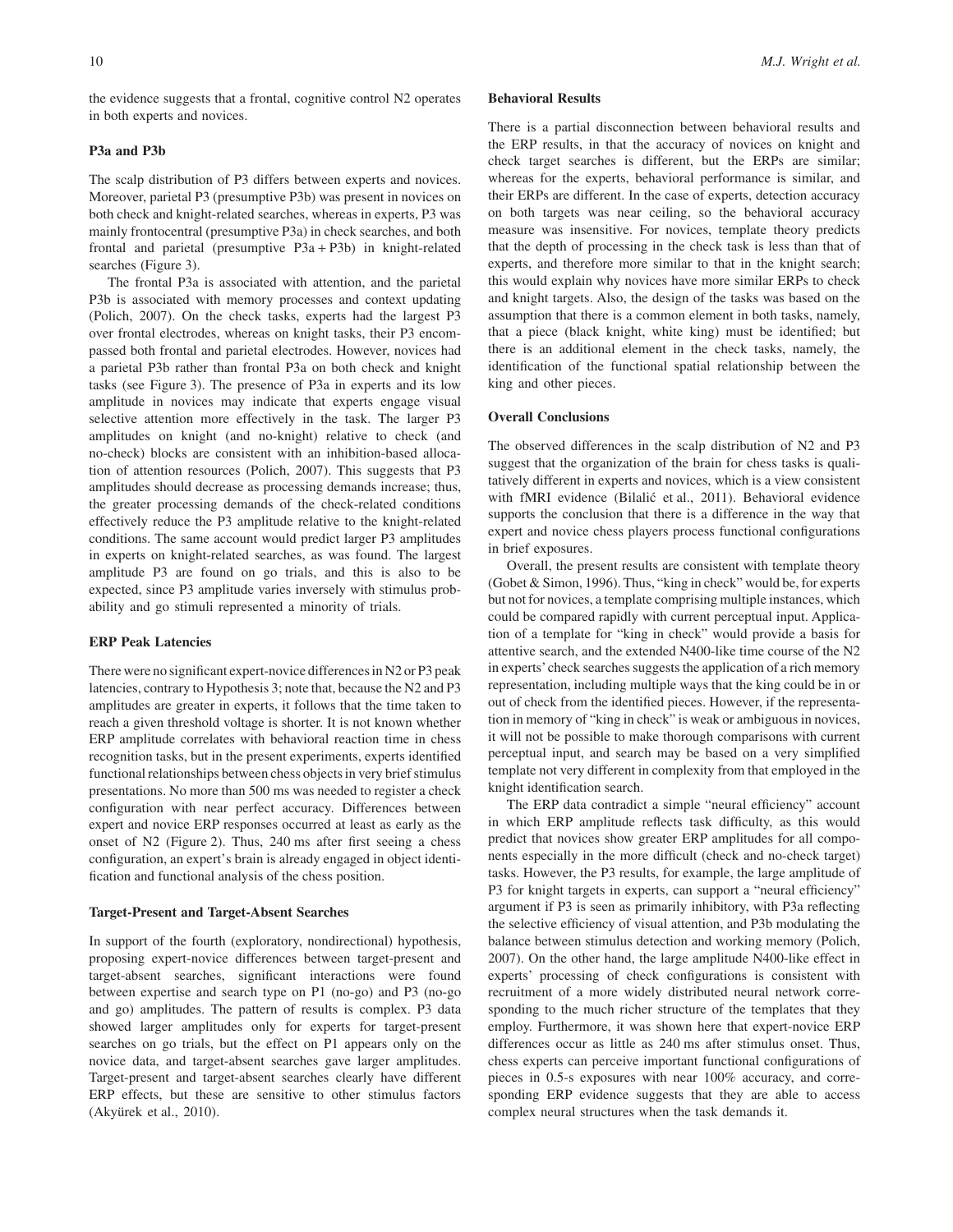the evidence suggests that a frontal, cognitive control N2 operates in both experts and novices.

### P3a and P3b

The scalp distribution of P3 differs between experts and novices. Moreover, parietal P3 (presumptive P3b) was present in novices on both check and knight-related searches, whereas in experts, P3 was mainly frontocentral (presumptive P3a) in check searches, and both frontal and parietal (presumptive P3a + P3b) in knight-related searches (Figure 3).

The frontal P3a is associated with attention, and the parietal P3b is associated with memory processes and context updating (Polich, 2007). On the check tasks, experts had the largest P3 over frontal electrodes, whereas on knight tasks, their P3 encompassed both frontal and parietal electrodes. However, novices had a parietal P3b rather than frontal P3a on both check and knight tasks (see Figure 3). The presence of P3a in experts and its low amplitude in novices may indicate that experts engage visual selective attention more effectively in the task. The larger P3 amplitudes on knight (and no-knight) relative to check (and no-check) blocks are consistent with an inhibition-based allocation of attention resources (Polich, 2007). This suggests that P3 amplitudes should decrease as processing demands increase; thus, the greater processing demands of the check-related conditions effectively reduce the P3 amplitude relative to the knight-related conditions. The same account would predict larger P3 amplitudes in experts on knight-related searches, as was found. The largest amplitude P3 are found on go trials, and this is also to be expected, since P3 amplitude varies inversely with stimulus probability and go stimuli represented a minority of trials.

### ERP Peak Latencies

There were no significant expert-novice differences in N2 or P3 peak latencies, contrary to Hypothesis 3; note that, because the N2 and P3 amplitudes are greater in experts, it follows that the time taken to reach a given threshold voltage is shorter. It is not known whether ERP amplitude correlates with behavioral reaction time in chess recognition tasks, but in the present experiments, experts identified functional relationships between chess objects in very brief stimulus presentations. No more than 500 ms was needed to register a check configuration with near perfect accuracy. Differences between expert and novice ERP responses occurred at least as early as the onset of N2 (Figure 2). Thus, 240 ms after first seeing a chess configuration, an expert's brain is already engaged in object identification and functional analysis of the chess position.

### Target-Present and Target-Absent Searches

In support of the fourth (exploratory, nondirectional) hypothesis, proposing expert-novice differences between target-present and target-absent searches, significant interactions were found between expertise and search type on P1 (no-go) and P3 (no-go and go) amplitudes. The pattern of results is complex. P3 data showed larger amplitudes only for experts for target-present searches on go trials, but the effect on P1 appears only on the novice data, and target-absent searches gave larger amplitudes. Target-present and target-absent searches clearly have different ERP effects, but these are sensitive to other stimulus factors (Akyürek et al., 2010).

### Behavioral Results

There is a partial disconnection between behavioral results and the ERP results, in that the accuracy of novices on knight and check target searches is different, but the ERPs are similar; whereas for the experts, behavioral performance is similar, and their ERPs are different. In the case of experts, detection accuracy on both targets was near ceiling, so the behavioral accuracy measure was insensitive. For novices, template theory predicts that the depth of processing in the check task is less than that of experts, and therefore more similar to that in the knight search; this would explain why novices have more similar ERPs to check and knight targets. Also, the design of the tasks was based on the assumption that there is a common element in both tasks, namely, that a piece (black knight, white king) must be identified; but there is an additional element in the check tasks, namely, the identification of the functional spatial relationship between the king and other pieces.

### Overall Conclusions

The observed differences in the scalp distribution of N2 and P3 suggest that the organization of the brain for chess tasks is qualitatively different in experts and novices, which is a view consistent with fMRI evidence (Bilalić et al., 2011). Behavioral evidence supports the conclusion that there is a difference in the way that expert and novice chess players process functional configurations in brief exposures.

Overall, the present results are consistent with template theory (Gobet & Simon, 1996). Thus, "king in check" would be, for experts but not for novices, a template comprising multiple instances, which could be compared rapidly with current perceptual input. Application of a template for "king in check" would provide a basis for attentive search, and the extended N400-like time course of the N2 in experts' check searches suggests the application of a rich memory representation, including multiple ways that the king could be in or out of check from the identified pieces. However, if the representation in memory of "king in check" is weak or ambiguous in novices, it will not be possible to make thorough comparisons with current perceptual input, and search may be based on a very simplified template not very different in complexity from that employed in the knight identification search.

The ERP data contradict a simple "neural efficiency" account in which ERP amplitude reflects task difficulty, as this would predict that novices show greater ERP amplitudes for all components especially in the more difficult (check and no-check target) tasks. However, the P3 results, for example, the large amplitude of P3 for knight targets in experts, can support a "neural efficiency" argument if P3 is seen as primarily inhibitory, with P3a reflecting the selective efficiency of visual attention, and P3b modulating the balance between stimulus detection and working memory (Polich, 2007). On the other hand, the large amplitude N400-like effect in experts' processing of check configurations is consistent with recruitment of a more widely distributed neural network corresponding to the much richer structure of the templates that they employ. Furthermore, it was shown here that expert-novice ERP differences occur as little as 240 ms after stimulus onset. Thus, chess experts can perceive important functional configurations of pieces in 0.5-s exposures with near 100% accuracy, and corresponding ERP evidence suggests that they are able to access complex neural structures when the task demands it.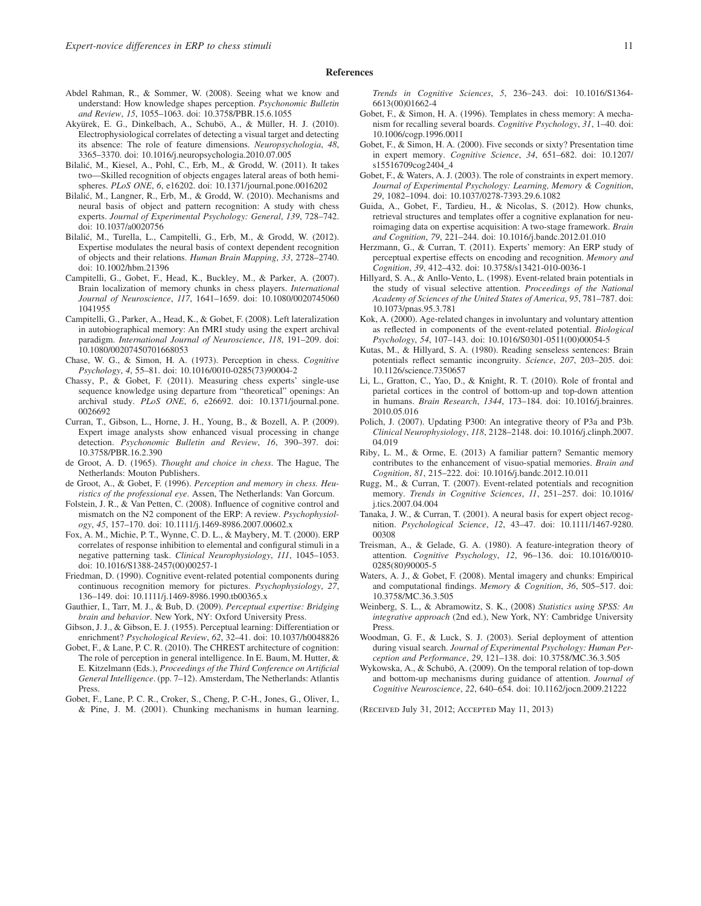## References

Abdel Rahman, R., & Sommer, W. (2008). Seeing what we know and understand: How knowledge shapes perception. *Psychonomic Bulletin and Review*, *15*, 1055–1063. doi: 10.3758/PBR.15.6.1055

Akyürek, E. G., Dinkelbach, A., Schubö, A., & Müller, H. J. (2010). Electrophysiological correlates of detecting a visual target and detecting its absence: The role of feature dimensions. *Neuropsychologia*, *48*, 3365–3370. doi: 10.1016/j.neuropsychologia.2010.07.005

Bilalić, M., Kiesel, A., Pohl, C., Erb, M., & Grodd, W. (2011). It takes two—Skilled recognition of objects engages lateral areas of both hemispheres. *PLoS ONE*, *6*, e16202. doi: 10.1371/journal.pone.0016202

Bilalić, M., Langner, R., Erb, M., & Grodd, W. (2010). Mechanisms and neural basis of object and pattern recognition: A study with chess experts. *Journal of Experimental Psychology: General*, *139*, 728–742. doi: 10.1037/a0020756

Bilalić, M., Turella, L., Campitelli, G., Erb, M., & Grodd, W. (2012). Expertise modulates the neural basis of context dependent recognition of objects and their relations. *Human Brain Mapping*, *33*, 2728–2740. doi: 10.1002/hbm.21396

Campitelli, G., Gobet, F., Head, K., Buckley, M., & Parker, A. (2007). Brain localization of memory chunks in chess players. *International Journal of Neuroscience*, *117*, 1641–1659. doi: 10.1080/00207450601041955

Campitelli, G., Parker, A., Head, K., & Gobet, F. (2008). Left lateralization in autobiographical memory: An fMRI study using the expert archival paradigm. *International Journal of Neuroscience*, *118*, 191–209. doi: 10.1080/00207450701668053

Chase, W. G., & Simon, H. A. (1973). Perception in chess. *Cognitive Psychology*, *4*, 55–81. doi: 10.1016/0010-0285(73)90004-2

Chassy, P., & Gobet, F. (2011). Measuring chess experts' single-use sequence knowledge using departure from "theoretical" openings: An archival study. *PLoS ONE*, *6*, e26692. doi: 10.1371/journal.pone.0026692

Curran, T., Gibson, L., Horne, J. H., Young, B., & Bozell, A. P. (2009). Expert image analysts show enhanced visual processing in change detection. *Psychonomic Bulletin and Review*, *16*, 390–397. doi: 10.3758/PBR.16.2.390

de Groot, A. D. (1965). *Thought and choice in chess*. The Hague, The Netherlands: Mouton Publishers.

de Groot, A., & Gobet, F. (1996). *Perception and memory in chess. Heuristics of the professional eye*. Assen, The Netherlands: Van Gorcum.

Folstein, J. R., & Van Petten, C. (2008). Influence of cognitive control and mismatch on the N2 component of the ERP: A review. *Psychophysiology*, *45*, 157–170. doi: 10.1111/j.1469-8986.2007.00602.x

Fox, A. M., Michie, P. T., Wynne, C. D. L., & Maybery, M. T. (2000). ERP correlates of response inhibition to elemental and configural stimuli in a negative patterning task. *Clinical Neurophysiology*, *111*, 1045–1053. doi: 10.1016/S1388-2457(00)00257-1

Friedman, D. (1990). Cognitive event-related potential components during continuous recognition memory for pictures. *Psychophysiology*, *27*, 136–149. doi: 10.1111/j.1469-8986.1990.tb00365.x

Gauthier, I., Tarr, M. J., & Bub, D. (2009). *Perceptual expertise: Bridging brain and behavior*. New York, NY: Oxford University Press.

Gibson, J. J., & Gibson, E. J. (1955). Perceptual learning: Differentiation or enrichment? *Psychological Review*, *62*, 32–41. doi: 10.1037/h0048826

Gobet, F., & Lane, P. C. R. (2010). The CHREST architecture of cognition: The role of perception in general intelligence. In E. Baum, M. Hutter, & E. Kitzelmann (Eds.), *Proceedings of the Third Conference on Artificial General Intelligence*. (pp. 7–12). Amsterdam, The Netherlands: Atlantis Press.

Gobet, F., Lane, P. C. R., Croker, S., Cheng, P. C-H., Jones, G., Oliver, I., & Pine, J. M. (2001). Chunking mechanisms in human learning. *Trends in Cognitive Sciences*, *5*, 236–243. doi: 10.1016/S1364-6613(00)01662-4

Gobet, F., & Simon, H. A. (1996). Templates in chess memory: A mechanism for recalling several boards. *Cognitive Psychology*, *31*, 1–40. doi: 10.1006/cogp.1996.0011

Gobet, F., & Simon, H. A. (2000). Five seconds or sixty? Presentation time in expert memory. *Cognitive Science*, *34*, 651–682. doi: 10.1207/s15516709cog2404_4

Gobet, F., & Waters, A. J. (2003). The role of constraints in expert memory. *Journal of Experimental Psychology: Learning, Memory & Cognition*, *29*, 1082–1094. doi: 10.1037/0278-7393.29.6.1082

Guida, A., Gobet, F., Tardieu, H., & Nicolas, S. (2012). How chunks, retrieval structures and templates offer a cognitive explanation for neuroimaging data on expertise acquisition: A two-stage framework. *Brain and Cognition*, *79*, 221–244. doi: 10.1016/j.bandc.2012.01.010

Herzmann, G., & Curran, T. (2011). Experts' memory: An ERP study of perceptual expertise effects on encoding and recognition. *Memory and Cognition*, *39*, 412–432. doi: 10.3758/s13421-010-0036-1

Hillyard, S. A., & Anllo-Vento, L. (1998). Event-related brain potentials in the study of visual selective attention. *Proceedings of the National Academy of Sciences of the United States of America*, *95*, 781–787. doi: 10.1073/pnas.95.3.781

Kok, A. (2000). Age-related changes in involuntary and voluntary attention as reflected in components of the event-related potential. *Biological Psychology*, *54*, 107–143. doi: 10.1016/S0301-0511(00)00054-5

Kutas, M., & Hillyard, S. A. (1980). Reading senseless sentences: Brain potentials reflect semantic incongruity. *Science*, *207*, 203–205. doi: 10.1126/science.7350657

Li, L., Gratton, C., Yao, D., & Knight, R. T. (2010). Role of frontal and parietal cortices in the control of bottom-up and top-down attention in humans. *Brain Research*, *1344*, 173–184. doi: 10.1016/j.brainres.2010.05.016

Polich, J. (2007). Updating P300: An integrative theory of P3a and P3b. *Clinical Neurophysiology*, *118*, 2128–2148. doi: 10.1016/j.clinph.2007.04.019

Riby, L. M., & Orme, E. (2013) A familiar pattern? Semantic memory contributes to the enhancement of visuo-spatial memories. *Brain and Cognition*, *81*, 215–222. doi: 10.1016/j.bandc.2012.10.011

Rugg, M., & Curran, T. (2007). Event-related potentials and recognition memory. *Trends in Cognitive Sciences*, *11*, 251–257. doi: 10.1016/j.tics.2007.04.004

Tanaka, J. W., & Curran, T. (2001). A neural basis for expert object recognition. *Psychological Science*, *12*, 43–47. doi: 10.1111/1467-9280.00308

Treisman, A., & Gelade, G. A. (1980). A feature-integration theory of attention. *Cognitive Psychology*, *12*, 96–136. doi: 10.1016/0010-0285(80)90005-5

Waters, A. J., & Gobet, F. (2008). Mental imagery and chunks: Empirical and computational findings. *Memory & Cognition*, *36*, 505–517. doi: 10.3758/MC.36.3.505

Weinberg, S. L., & Abramowitz, S. K., (2008) *Statistics using SPSS: An integrative approach* (2nd ed.), New York, NY: Cambridge University Press.

Woodman, G. F., & Luck, S. J. (2003). Serial deployment of attention during visual search. *Journal of Experimental Psychology: Human Perception and Performance*, *29*, 121–138. doi: 10.3758/MC.36.3.505

Wykowska, A., & Schubö, A. (2009). On the temporal relation of top-down and bottom-up mechanisms during guidance of attention. *Journal of Cognitive Neuroscience*, *22*, 640–654. doi: 10.1162/jocn.2009.21222

(Received July 31, 2012; Accepted May 11, 2013)